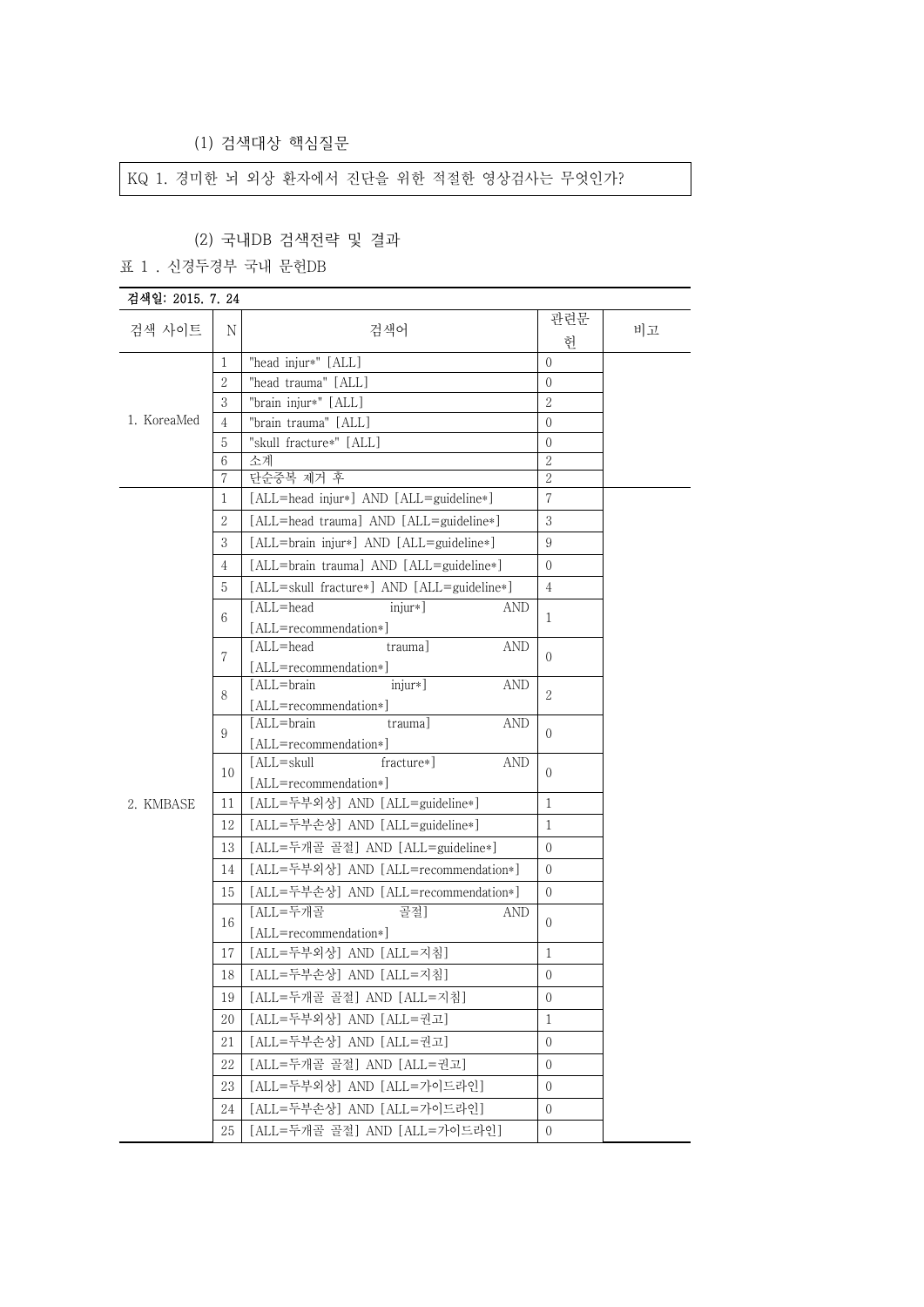(1) 검색대상 핵심질문

| KQ 1. 경미한 뇌 외상 환자에서 진단을 위한 적절한 영상검사는 무엇인가? |
|---|

(2) 국내DB 검색전략 및 결과

표 1 . 신경두경부 국내 문헌DB

**검색일: 2015. 7. 24**

| 검색 사이트 | N | 검색어 | 관련문헌 | 비고 |
|---|---|---|---|---|
| 1. KoreaMed | 1 | "head injur*" [ALL] | 0 | |
| | 2 | "head trauma" [ALL] | 0 | |
| | 3 | "brain injur*" [ALL] | 2 | |
| | 4 | "brain trauma" [ALL] | 0 | |
| | 5 | "skull fracture*" [ALL] | 0 | |
| | 6 | 소계 | 2 | |
| | 7 | 단순중복 제거 후 | 2 | |
| 2. KMBASE | 1 | [ALL=head injur*] AND [ALL=guideline*] | 7 | |
| | 2 | [ALL=head trauma] AND [ALL=guideline*] | 3 | |
| | 3 | [ALL=brain injur*] AND [ALL=guideline*] | 9 | |
| | 4 | [ALL=brain trauma] AND [ALL=guideline*] | 0 | |
| | 5 | [ALL=skull fracture*] AND [ALL=guideline*] | 4 | |
| | 6 | [ALL=head injur*] AND [ALL=recommendation*] | 1 | |
| | 7 | [ALL=head trauma] AND [ALL=recommendation*] | 0 | |
| | 8 | [ALL=brain injur*] AND [ALL=recommendation*] | 2 | |
| | 9 | [ALL=brain trauma] AND [ALL=recommendation*] | 0 | |
| | 10 | [ALL=skull fracture*] AND [ALL=recommendation*] | 0 | |
| | 11 | [ALL=두부외상] AND [ALL=guideline*] | 1 | |
| | 12 | [ALL=두부손상] AND [ALL=guideline*] | 1 | |
| | 13 | [ALL=두개골 골절] AND [ALL=guideline*] | 0 | |
| | 14 | [ALL=두부외상] AND [ALL=recommendation*] | 0 | |
| | 15 | [ALL=두부손상] AND [ALL=recommendation*] | 0 | |
| | 16 | [ALL=두개골 골절] AND [ALL=recommendation*] | 0 | |
| | 17 | [ALL=두부외상] AND [ALL=지침] | 1 | |
| | 18 | [ALL=두부손상] AND [ALL=지침] | 0 | |
| | 19 | [ALL=두개골 골절] AND [ALL=지침] | 0 | |
| | 20 | [ALL=두부외상] AND [ALL=권고] | 1 | |
| | 21 | [ALL=두부손상] AND [ALL=권고] | 0 | |
| | 22 | [ALL=두개골 골절] AND [ALL=권고] | 0 | |
| | 23 | [ALL=두부외상] AND [ALL=가이드라인] | 0 | |
| | 24 | [ALL=두부손상] AND [ALL=가이드라인] | 0 | |
| | 25 | [ALL=두개골 골절] AND [ALL=가이드라인] | 0 | |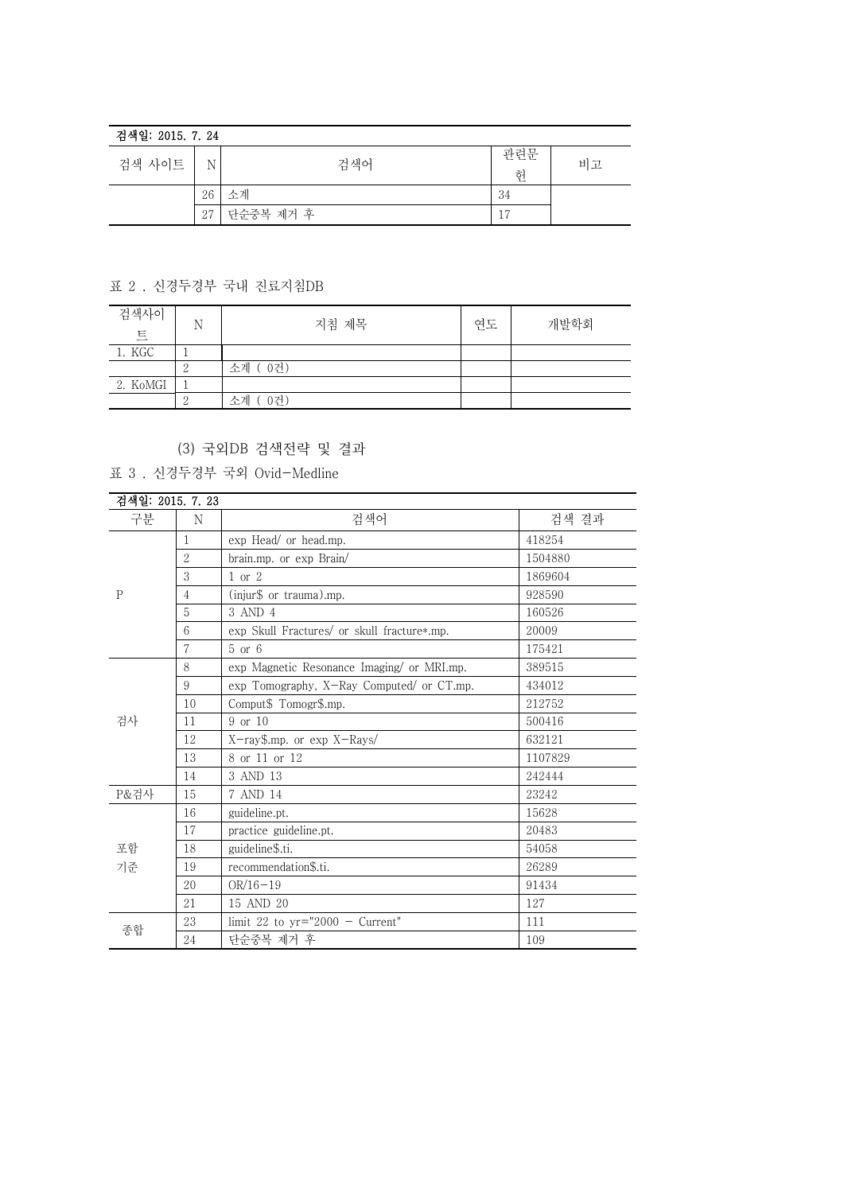| 검색일: 2015. 7. 24 | | | | |
|---|---|---|---|---|
| 검색 사이트 | N | 검색어 | 관련문헌 | 비고 |
| | 26 | 소계 | 34 | |
| | 27 | 단순중복 제거 후 | 17 | |

표 2 . 신경두경부 국내 진료지침DB

| 검색사이트 | N | 지침 제목 | 연도 | 개발학회 |
|---|---|---|---|---|
| 1. KGC | 1 | | | |
| | 2 | 소계 ( 0건) | | |
| 2. KoMGI | 1 | | | |
| | 2 | 소계 ( 0건) | | |

(3) 국외DB 검색전략 및 결과

표 3 . 신경두경부 국외 Ovid-Medline

| 검색일: 2015. 7. 23 | | | |
|---|---|---|---|
| 구분 | N | 검색어 | 검색 결과 |
| P | 1 | exp Head/ or head.mp. | 418254 |
| | 2 | brain.mp. or exp Brain/ | 1504880 |
| | 3 | 1 or 2 | 1869604 |
| | 4 | (injur$ or trauma).mp. | 928590 |
| | 5 | 3 AND 4 | 160526 |
| | 6 | exp Skull Fractures/ or skull fracture*.mp. | 20009 |
| | 7 | 5 or 6 | 175421 |
| 검사 | 8 | exp Magnetic Resonance Imaging/ or MRI.mp. | 389515 |
| | 9 | exp Tomography, X-Ray Computed/ or CT.mp. | 434012 |
| | 10 | Comput$ Tomogr$.mp. | 212752 |
| | 11 | 9 or 10 | 500416 |
| | 12 | X-ray$.mp. or exp X-Rays/ | 632121 |
| | 13 | 8 or 11 or 12 | 1107829 |
| | 14 | 3 AND 13 | 242444 |
| P&검사 | 15 | 7 AND 14 | 23242 |
| 포함 기준 | 16 | guideline.pt. | 15628 |
| | 17 | practice guideline.pt. | 20483 |
| | 18 | guideline$.ti. | 54058 |
| | 19 | recommendation$.ti. | 26289 |
| | 20 | OR/16-19 | 91434 |
| | 21 | 15 AND 20 | 127 |
| 종합 | 23 | limit 22 to yr="2000 - Current" | 111 |
| | 24 | 단순중복 제거 후 | 109 |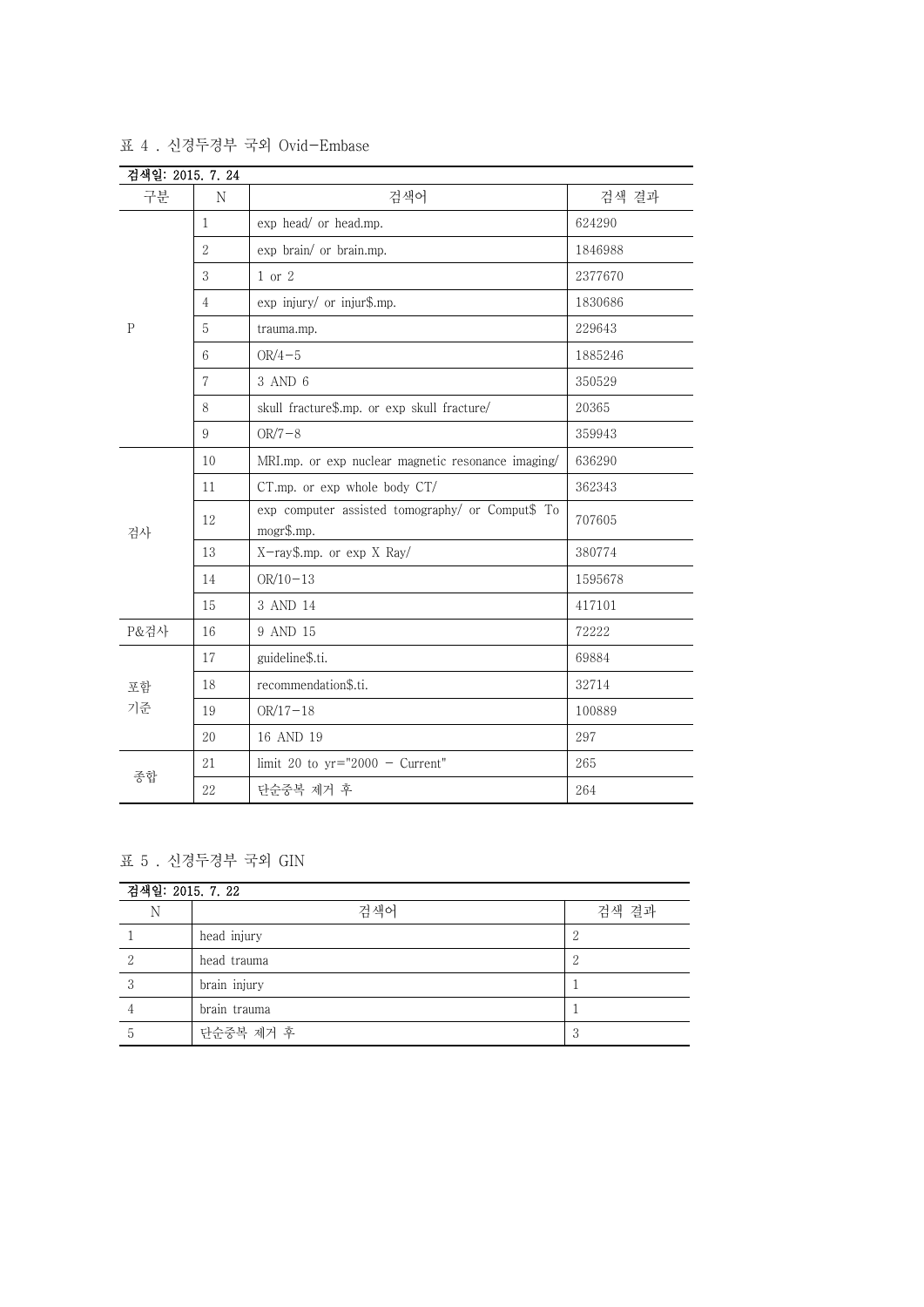표 4 . 신경두경부 국외 Ovid-Embase

| 검색일: 2015. 7. 24 | | | |
|---|---|---|---|
| 구분 | N | 검색어 | 검색 결과 |
| P | 1 | exp head/ or head.mp. | 624290 |
| | 2 | exp brain/ or brain.mp. | 1846988 |
| | 3 | 1 or 2 | 2377670 |
| | 4 | exp injury/ or injur$.mp. | 1830686 |
| | 5 | trauma.mp. | 229643 |
| | 6 | OR/4-5 | 1885246 |
| | 7 | 3 AND 6 | 350529 |
| | 8 | skull fracture$.mp. or exp skull fracture/ | 20365 |
| | 9 | OR/7-8 | 359943 |
| 검사 | 10 | MRI.mp. or exp nuclear magnetic resonance imaging/ | 636290 |
| | 11 | CT.mp. or exp whole body CT/ | 362343 |
| | 12 | exp computer assisted tomography/ or Comput$ Tomogr$.mp. | 707605 |
| | 13 | X-ray$.mp. or exp X Ray/ | 380774 |
| | 14 | OR/10-13 | 1595678 |
| | 15 | 3 AND 14 | 417101 |
| P&검사 | 16 | 9 AND 15 | 72222 |
| 포함 기준 | 17 | guideline$.ti. | 69884 |
| | 18 | recommendation$.ti. | 32714 |
| | 19 | OR/17-18 | 100889 |
| | 20 | 16 AND 19 | 297 |
| 종합 | 21 | limit 20 to yr="2000 - Current" | 265 |
| | 22 | 단순중복 제거 후 | 264 |

표 5 . 신경두경부 국외 GIN

| 검색일: 2015. 7. 22 | | |
|---|---|---|
| N | 검색어 | 검색 결과 |
| 1 | head injury | 2 |
| 2 | head trauma | 2 |
| 3 | brain injury | 1 |
| 4 | brain trauma | 1 |
| 5 | 단순중복 제거 후 | 3 |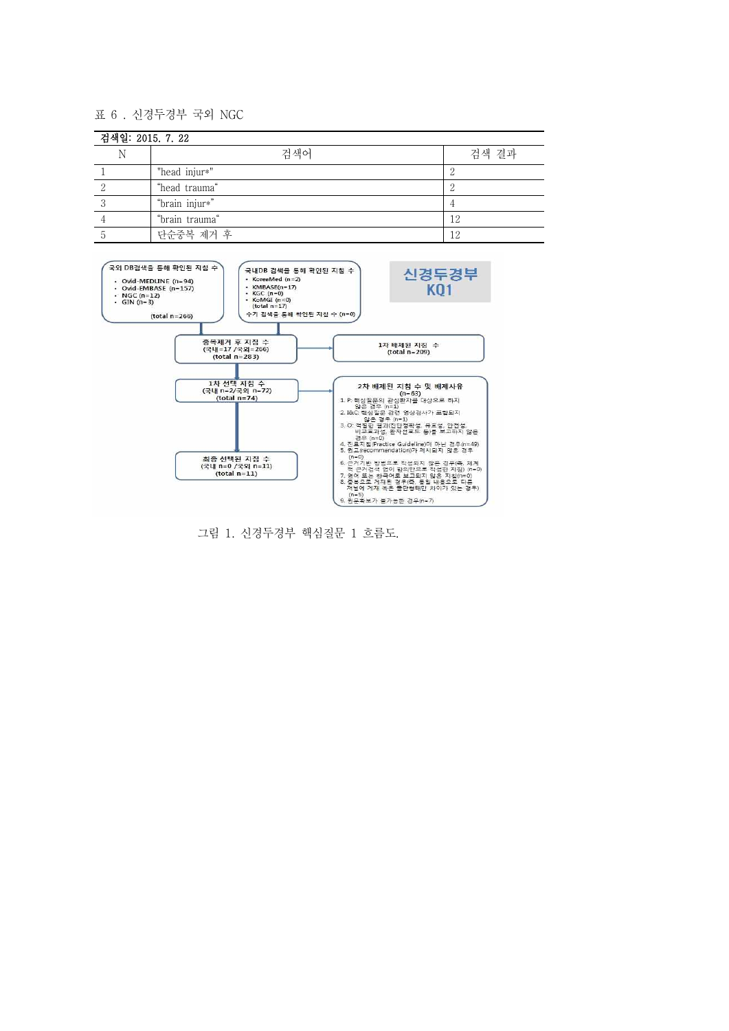표 6 . 신경두경부 국외 NGC

| 검색일: 2015. 7. 22 | | |
|---|---|---|
| N | 검색어 | 검색 결과 |
| 1 | "head injur*" | 2 |
| 2 | "head trauma" | 2 |
| 3 | "brain injur*" | 4 |
| 4 | "brain trauma" | 12 |
| 5 | 단순중복 제거 후 | 12 |

국외 DB검색을 통해 확인된 지침 수

- Ovid-MEDLINE (n=94)
- Ovid-EMBASE (n=157)
- NGC (n=12)
- GIN (n=3)

(total n=266)

국내DB 검색을 통해 확인된 지침 수

- KoreeMed (n=2)
- KMBASE(n=17)
- KGC (n=0)
- KoMGI (n=0)

(total n=17)

수기 검색을 통해 확인된 지침 수 (n=0)

신경두경부 KQ1

중복제거 후 지침 수
(국내=17 /국외=266)
(total n=283)

1차 배제된 지침 수
(total n=209)

1차 선택 지침 수
(국내 n=2/국외 n=72)
(total n=74)

2차 배제된 지침 수 및 배제사유
(n=63)

1. P: 핵심질문의 관심환자를 대상으로 하지 않은 경우 (n=1)
2. I&C: 핵심질문 관련 영상검사가 포함되지 않은 경우 (n=1)
3. O: 적절한 결과(진단정확성, 유효성, 안전성, 비교효과성, 환자선호도 등)를 보고하지 않은 경우 (n=0)
4. 진료지침(Practice Guideline)이 아닌 경우(n=49)
5. 권고(recommendation)가 제시되지 않은 경우 (n=0)
6. 근거기반 방법으로 작성되지 않은 경우(즉, 체계적 근거검색 없이 합의만으로 작성한 지침) (n=0)
7. 영어 또는 한국어로 보고되지 않은 지침(n=0)
8. 중복으로 게재된 경우(즉, 동일 내용으로 다른 저널에 게재 혹은 출판형태만 차이가 있는 경우) (n=5)
9. 원문확보가 불가능한 경우(n=7)

최종 선택된 지침 수
(국내 n=0 /국외 n=11)
(total n=11)

그림 1. 신경두경부 핵심질문 1 흐름도.